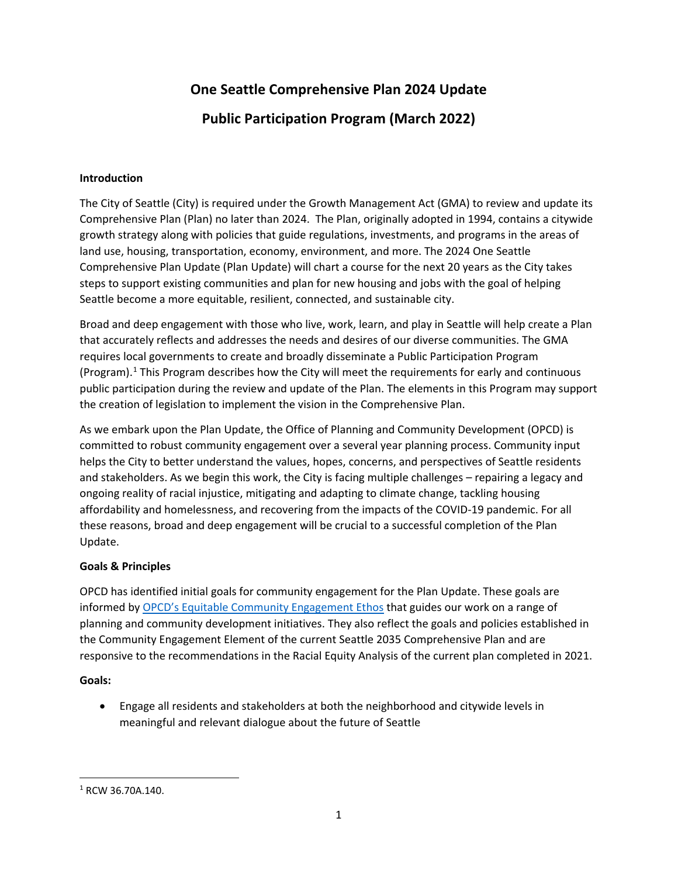# One Seattle Comprehensive Plan 2024 Update

# Public Participation Program (March 2022)

**Introduction**

The City of Seattle (City) is required under the Growth Management Act (GMA) to review and update its Comprehensive Plan (Plan) no later than 2024. The Plan, originally adopted in 1994, contains a citywide growth strategy along with policies that guide regulations, investments, and programs in the areas of land use, housing, transportation, economy, environment, and more. The 2024 One Seattle Comprehensive Plan Update (Plan Update) will chart a course for the next 20 years as the City takes steps to support existing communities and plan for new housing and jobs with the goal of helping Seattle become a more equitable, resilient, connected, and sustainable city.

Broad and deep engagement with those who live, work, learn, and play in Seattle will help create a Plan that accurately reflects and addresses the needs and desires of our diverse communities. The GMA requires local governments to create and broadly disseminate a Public Participation Program (Program).[1] This Program describes how the City will meet the requirements for early and continuous public participation during the review and update of the Plan. The elements in this Program may support the creation of legislation to implement the vision in the Comprehensive Plan.

As we embark upon the Plan Update, the Office of Planning and Community Development (OPCD) is committed to robust community engagement over a several year planning process. Community input helps the City to better understand the values, hopes, concerns, and perspectives of Seattle residents and stakeholders. As we begin this work, the City is facing multiple challenges – repairing a legacy and ongoing reality of racial injustice, mitigating and adapting to climate change, tackling housing affordability and homelessness, and recovering from the impacts of the COVID-19 pandemic. For all these reasons, broad and deep engagement will be crucial to a successful completion of the Plan Update.

**Goals & Principles**

OPCD has identified initial goals for community engagement for the Plan Update. These goals are informed by OPCD's Equitable Community Engagement Ethos that guides our work on a range of planning and community development initiatives. They also reflect the goals and policies established in the Community Engagement Element of the current Seattle 2035 Comprehensive Plan and are responsive to the recommendations in the Racial Equity Analysis of the current plan completed in 2021.

**Goals:**

- Engage all residents and stakeholders at both the neighborhood and citywide levels in meaningful and relevant dialogue about the future of Seattle

[1] RCW 36.70A.140.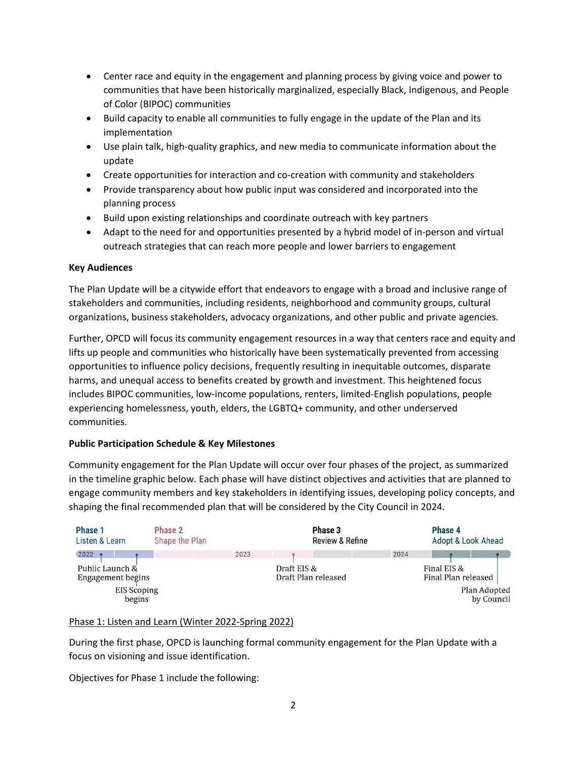- Center race and equity in the engagement and planning process by giving voice and power to communities that have been historically marginalized, especially Black, Indigenous, and People of Color (BIPOC) communities
- Build capacity to enable all communities to fully engage in the update of the Plan and its implementation
- Use plain talk, high-quality graphics, and new media to communicate information about the update
- Create opportunities for interaction and co-creation with community and stakeholders
- Provide transparency about how public input was considered and incorporated into the planning process
- Build upon existing relationships and coordinate outreach with key partners
- Adapt to the need for and opportunities presented by a hybrid model of in-person and virtual outreach strategies that can reach more people and lower barriers to engagement

**Key Audiences**

The Plan Update will be a citywide effort that endeavors to engage with a broad and inclusive range of stakeholders and communities, including residents, neighborhood and community groups, cultural organizations, business stakeholders, advocacy organizations, and other public and private agencies.

Further, OPCD will focus its community engagement resources in a way that centers race and equity and lifts up people and communities who historically have been systematically prevented from accessing opportunities to influence policy decisions, frequently resulting in inequitable outcomes, disparate harms, and unequal access to benefits created by growth and investment. This heightened focus includes BIPOC communities, low-income populations, renters, limited-English populations, people experiencing homelessness, youth, elders, the LGBTQ+ community, and other underserved communities.

**Public Participation Schedule & Key Milestones**

Community engagement for the Plan Update will occur over four phases of the project, as summarized in the timeline graphic below. Each phase will have distinct objectives and activities that are planned to engage community members and key stakeholders in identifying issues, developing policy concepts, and shaping the final recommended plan that will be considered by the City Council in 2024.

**Phase 1** Listen & Learn | **Phase 2** Shape the Plan | **Phase 3** Review & Refine | **Phase 4** Adopt & Look Ahead

2022 — Public Launch & Engagement begins; EIS Scoping begins
2023 — Draft EIS & Draft Plan released
2024 — Final EIS & Final Plan released; Plan Adopted by Council

<u>Phase 1: Listen and Learn (Winter 2022-Spring 2022)</u>

During the first phase, OPCD is launching formal community engagement for the Plan Update with a focus on visioning and issue identification.

Objectives for Phase 1 include the following: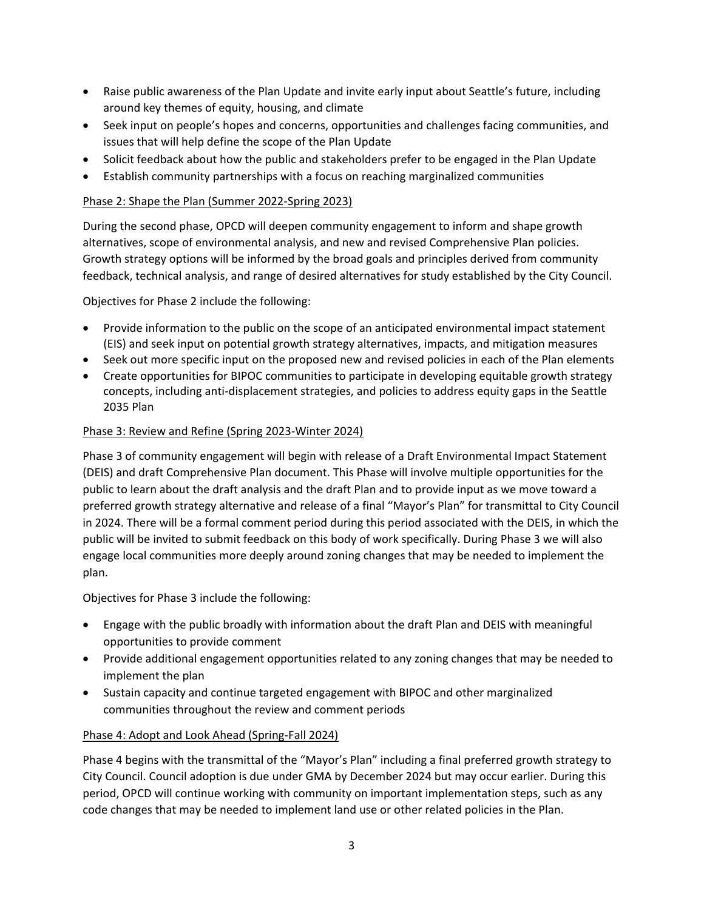- Raise public awareness of the Plan Update and invite early input about Seattle's future, including around key themes of equity, housing, and climate
- Seek input on people's hopes and concerns, opportunities and challenges facing communities, and issues that will help define the scope of the Plan Update
- Solicit feedback about how the public and stakeholders prefer to be engaged in the Plan Update
- Establish community partnerships with a focus on reaching marginalized communities

#### Phase 2: Shape the Plan (Summer 2022-Spring 2023)

During the second phase, OPCD will deepen community engagement to inform and shape growth alternatives, scope of environmental analysis, and new and revised Comprehensive Plan policies. Growth strategy options will be informed by the broad goals and principles derived from community feedback, technical analysis, and range of desired alternatives for study established by the City Council.

Objectives for Phase 2 include the following:

- Provide information to the public on the scope of an anticipated environmental impact statement (EIS) and seek input on potential growth strategy alternatives, impacts, and mitigation measures
- Seek out more specific input on the proposed new and revised policies in each of the Plan elements
- Create opportunities for BIPOC communities to participate in developing equitable growth strategy concepts, including anti-displacement strategies, and policies to address equity gaps in the Seattle 2035 Plan

#### Phase 3: Review and Refine (Spring 2023-Winter 2024)

Phase 3 of community engagement will begin with release of a Draft Environmental Impact Statement (DEIS) and draft Comprehensive Plan document. This Phase will involve multiple opportunities for the public to learn about the draft analysis and the draft Plan and to provide input as we move toward a preferred growth strategy alternative and release of a final "Mayor's Plan" for transmittal to City Council in 2024. There will be a formal comment period during this period associated with the DEIS, in which the public will be invited to submit feedback on this body of work specifically. During Phase 3 we will also engage local communities more deeply around zoning changes that may be needed to implement the plan.

Objectives for Phase 3 include the following:

- Engage with the public broadly with information about the draft Plan and DEIS with meaningful opportunities to provide comment
- Provide additional engagement opportunities related to any zoning changes that may be needed to implement the plan
- Sustain capacity and continue targeted engagement with BIPOC and other marginalized communities throughout the review and comment periods

#### Phase 4: Adopt and Look Ahead (Spring-Fall 2024)

Phase 4 begins with the transmittal of the "Mayor's Plan" including a final preferred growth strategy to City Council. Council adoption is due under GMA by December 2024 but may occur earlier. During this period, OPCD will continue working with community on important implementation steps, such as any code changes that may be needed to implement land use or other related policies in the Plan.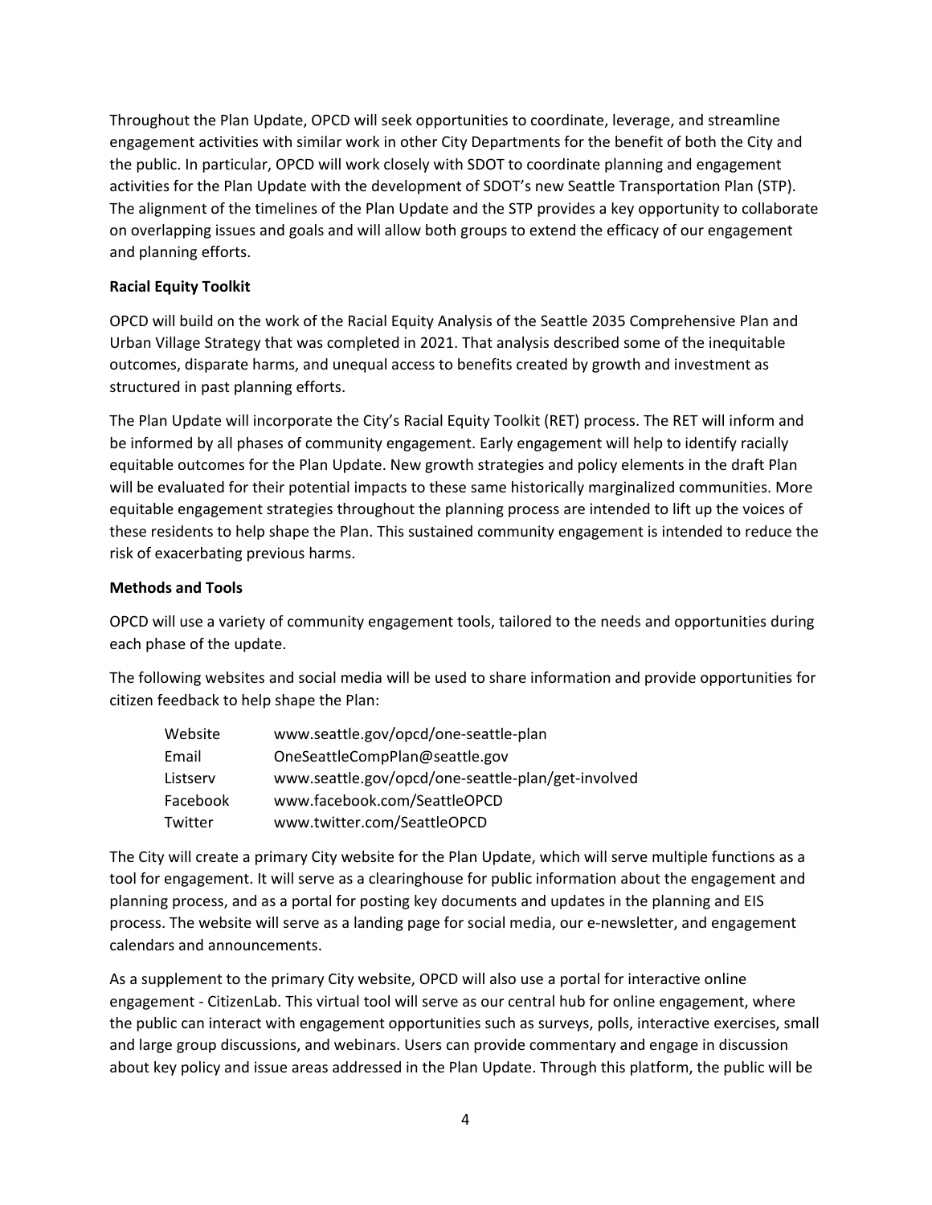Throughout the Plan Update, OPCD will seek opportunities to coordinate, leverage, and streamline engagement activities with similar work in other City Departments for the benefit of both the City and the public. In particular, OPCD will work closely with SDOT to coordinate planning and engagement activities for the Plan Update with the development of SDOT's new Seattle Transportation Plan (STP). The alignment of the timelines of the Plan Update and the STP provides a key opportunity to collaborate on overlapping issues and goals and will allow both groups to extend the efficacy of our engagement and planning efforts.

**Racial Equity Toolkit**

OPCD will build on the work of the Racial Equity Analysis of the Seattle 2035 Comprehensive Plan and Urban Village Strategy that was completed in 2021. That analysis described some of the inequitable outcomes, disparate harms, and unequal access to benefits created by growth and investment as structured in past planning efforts.

The Plan Update will incorporate the City's Racial Equity Toolkit (RET) process. The RET will inform and be informed by all phases of community engagement. Early engagement will help to identify racially equitable outcomes for the Plan Update. New growth strategies and policy elements in the draft Plan will be evaluated for their potential impacts to these same historically marginalized communities. More equitable engagement strategies throughout the planning process are intended to lift up the voices of these residents to help shape the Plan. This sustained community engagement is intended to reduce the risk of exacerbating previous harms.

**Methods and Tools**

OPCD will use a variety of community engagement tools, tailored to the needs and opportunities during each phase of the update.

The following websites and social media will be used to share information and provide opportunities for citizen feedback to help shape the Plan:

| | |
|---|---|
| Website | www.seattle.gov/opcd/one-seattle-plan |
| Email | OneSeattleCompPlan@seattle.gov |
| Listserv | www.seattle.gov/opcd/one-seattle-plan/get-involved |
| Facebook | www.facebook.com/SeattleOPCD |
| Twitter | www.twitter.com/SeattleOPCD |

The City will create a primary City website for the Plan Update, which will serve multiple functions as a tool for engagement. It will serve as a clearinghouse for public information about the engagement and planning process, and as a portal for posting key documents and updates in the planning and EIS process. The website will serve as a landing page for social media, our e-newsletter, and engagement calendars and announcements.

As a supplement to the primary City website, OPCD will also use a portal for interactive online engagement - CitizenLab. This virtual tool will serve as our central hub for online engagement, where the public can interact with engagement opportunities such as surveys, polls, interactive exercises, small and large group discussions, and webinars. Users can provide commentary and engage in discussion about key policy and issue areas addressed in the Plan Update. Through this platform, the public will be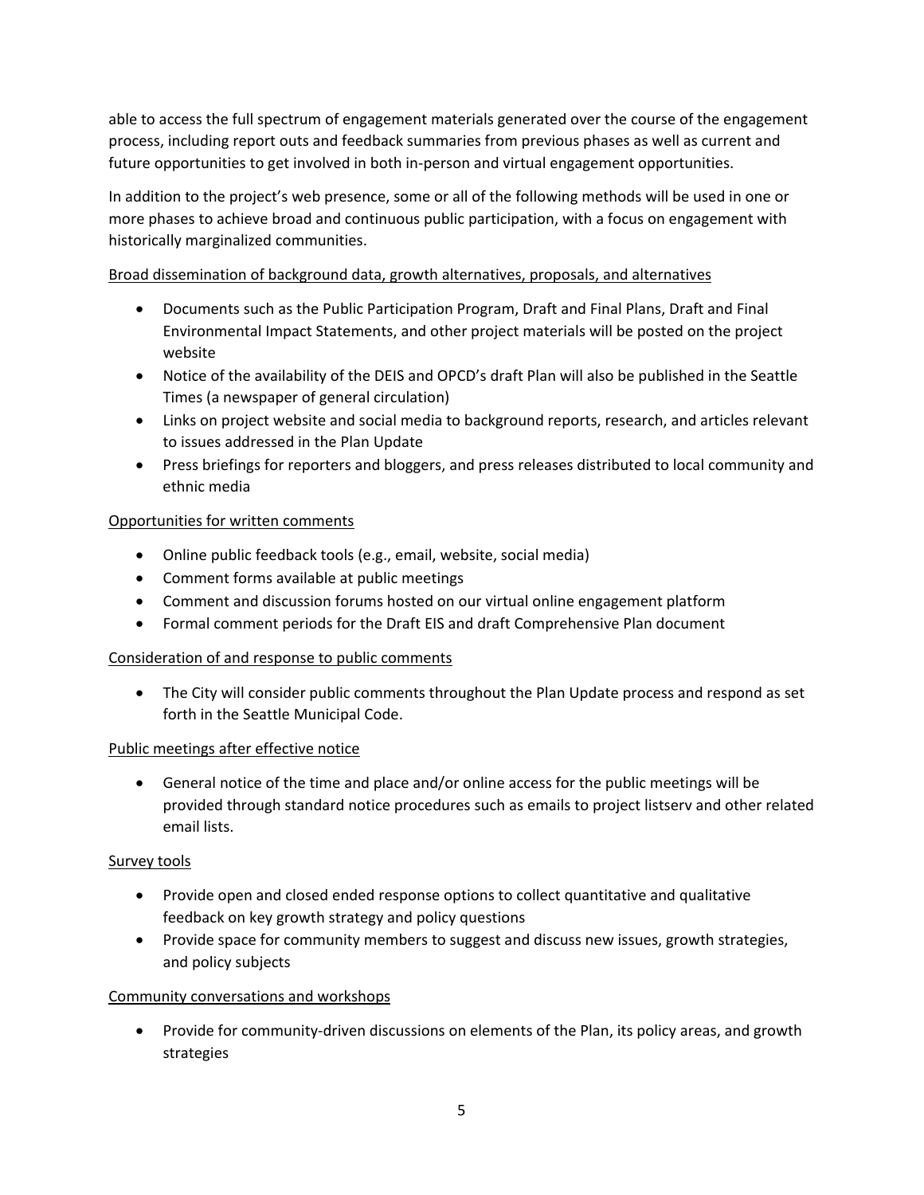able to access the full spectrum of engagement materials generated over the course of the engagement process, including report outs and feedback summaries from previous phases as well as current and future opportunities to get involved in both in-person and virtual engagement opportunities.

In addition to the project's web presence, some or all of the following methods will be used in one or more phases to achieve broad and continuous public participation, with a focus on engagement with historically marginalized communities.

<u>Broad dissemination of background data, growth alternatives, proposals, and alternatives</u>

- Documents such as the Public Participation Program, Draft and Final Plans, Draft and Final Environmental Impact Statements, and other project materials will be posted on the project website
- Notice of the availability of the DEIS and OPCD's draft Plan will also be published in the Seattle Times (a newspaper of general circulation)
- Links on project website and social media to background reports, research, and articles relevant to issues addressed in the Plan Update
- Press briefings for reporters and bloggers, and press releases distributed to local community and ethnic media

<u>Opportunities for written comments</u>

- Online public feedback tools (e.g., email, website, social media)
- Comment forms available at public meetings
- Comment and discussion forums hosted on our virtual online engagement platform
- Formal comment periods for the Draft EIS and draft Comprehensive Plan document

<u>Consideration of and response to public comments</u>

- The City will consider public comments throughout the Plan Update process and respond as set forth in the Seattle Municipal Code.

<u>Public meetings after effective notice</u>

- General notice of the time and place and/or online access for the public meetings will be provided through standard notice procedures such as emails to project listserv and other related email lists.

<u>Survey tools</u>

- Provide open and closed ended response options to collect quantitative and qualitative feedback on key growth strategy and policy questions
- Provide space for community members to suggest and discuss new issues, growth strategies, and policy subjects

<u>Community conversations and workshops</u>

- Provide for community-driven discussions on elements of the Plan, its policy areas, and growth strategies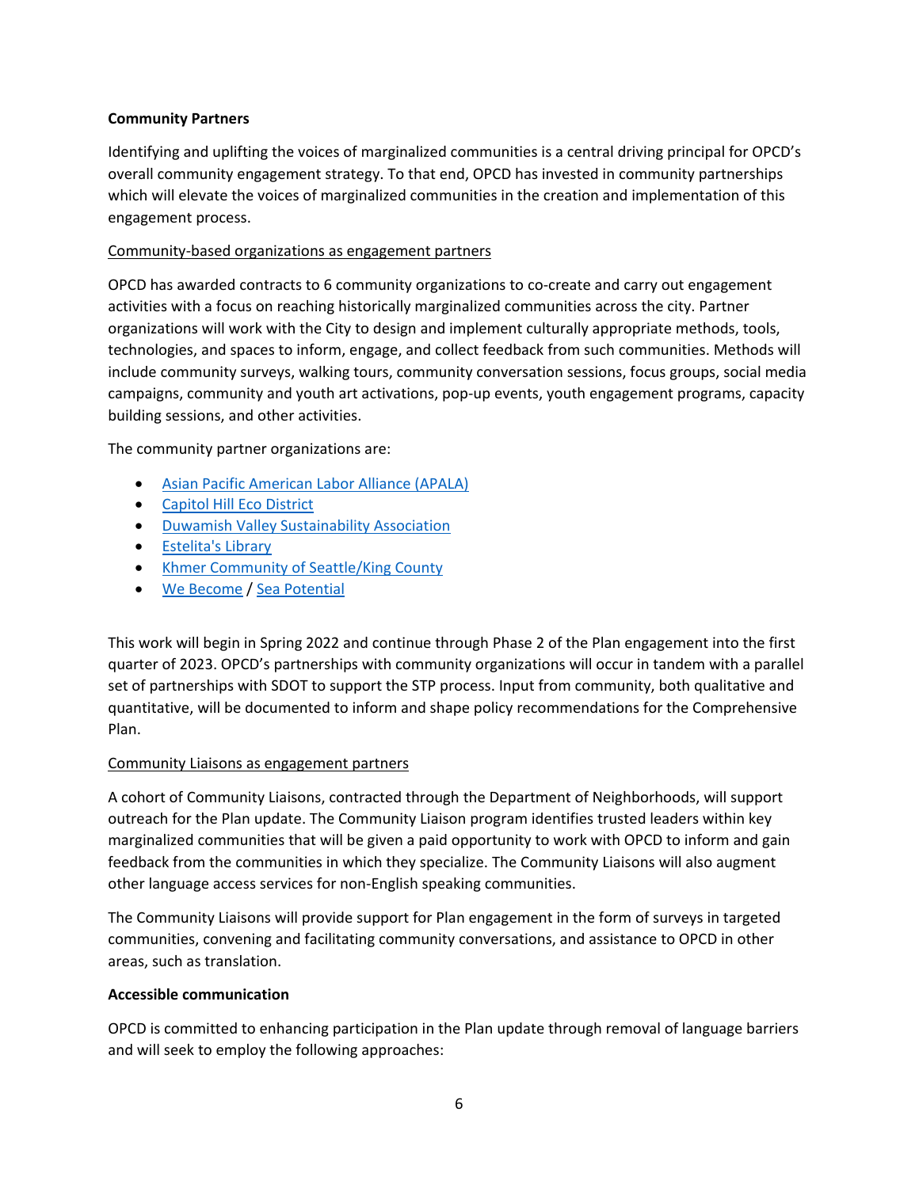**Community Partners**

Identifying and uplifting the voices of marginalized communities is a central driving principal for OPCD's overall community engagement strategy. To that end, OPCD has invested in community partnerships which will elevate the voices of marginalized communities in the creation and implementation of this engagement process.

Community-based organizations as engagement partners

OPCD has awarded contracts to 6 community organizations to co-create and carry out engagement activities with a focus on reaching historically marginalized communities across the city. Partner organizations will work with the City to design and implement culturally appropriate methods, tools, technologies, and spaces to inform, engage, and collect feedback from such communities. Methods will include community surveys, walking tours, community conversation sessions, focus groups, social media campaigns, community and youth art activations, pop-up events, youth engagement programs, capacity building sessions, and other activities.

The community partner organizations are:

- Asian Pacific American Labor Alliance (APALA)
- Capitol Hill Eco District
- Duwamish Valley Sustainability Association
- Estelita's Library
- Khmer Community of Seattle/King County
- We Become / Sea Potential

This work will begin in Spring 2022 and continue through Phase 2 of the Plan engagement into the first quarter of 2023. OPCD's partnerships with community organizations will occur in tandem with a parallel set of partnerships with SDOT to support the STP process. Input from community, both qualitative and quantitative, will be documented to inform and shape policy recommendations for the Comprehensive Plan.

Community Liaisons as engagement partners

A cohort of Community Liaisons, contracted through the Department of Neighborhoods, will support outreach for the Plan update. The Community Liaison program identifies trusted leaders within key marginalized communities that will be given a paid opportunity to work with OPCD to inform and gain feedback from the communities in which they specialize. The Community Liaisons will also augment other language access services for non-English speaking communities.

The Community Liaisons will provide support for Plan engagement in the form of surveys in targeted communities, convening and facilitating community conversations, and assistance to OPCD in other areas, such as translation.

**Accessible communication**

OPCD is committed to enhancing participation in the Plan update through removal of language barriers and will seek to employ the following approaches: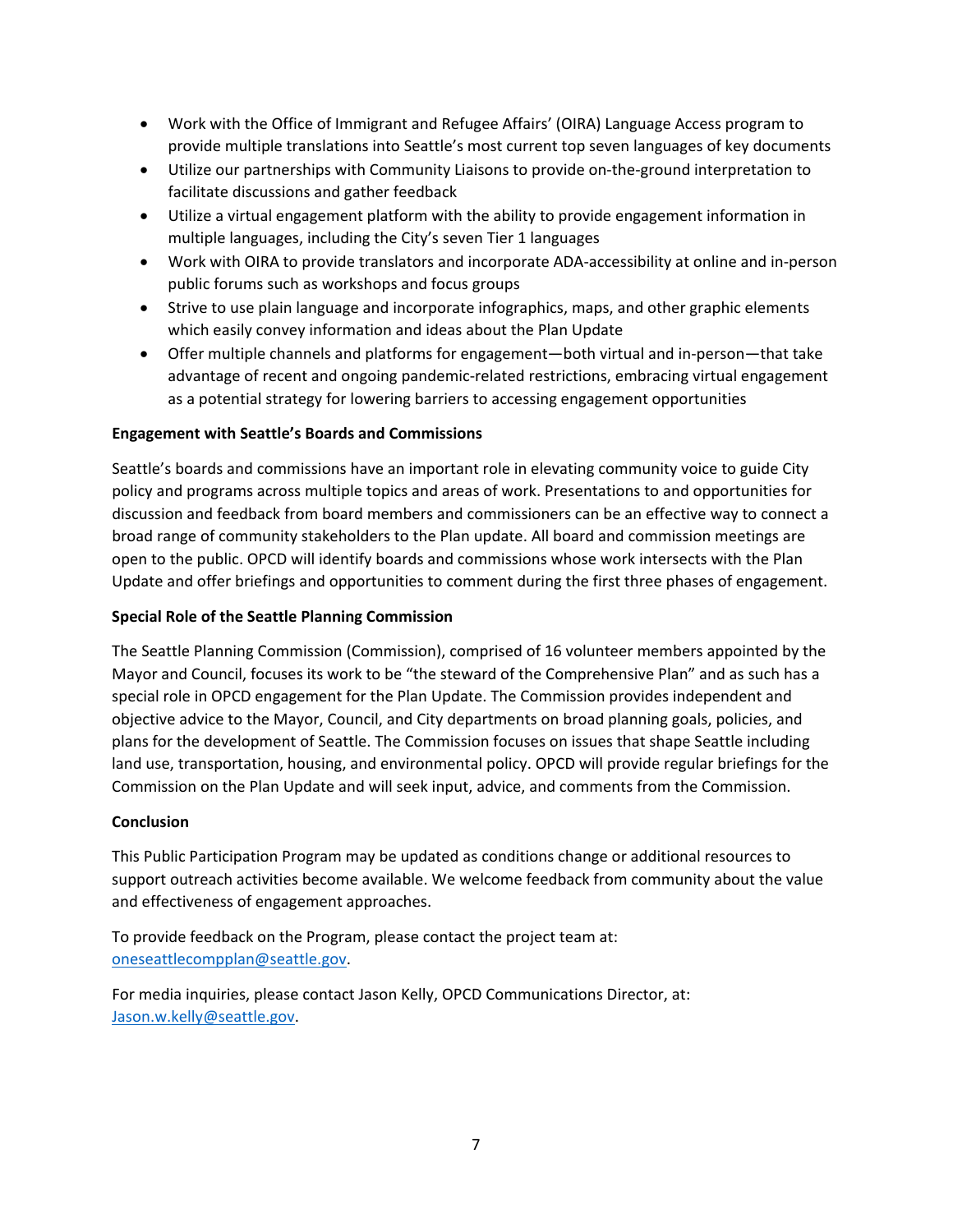- Work with the Office of Immigrant and Refugee Affairs' (OIRA) Language Access program to provide multiple translations into Seattle's most current top seven languages of key documents
- Utilize our partnerships with Community Liaisons to provide on-the-ground interpretation to facilitate discussions and gather feedback
- Utilize a virtual engagement platform with the ability to provide engagement information in multiple languages, including the City's seven Tier 1 languages
- Work with OIRA to provide translators and incorporate ADA-accessibility at online and in-person public forums such as workshops and focus groups
- Strive to use plain language and incorporate infographics, maps, and other graphic elements which easily convey information and ideas about the Plan Update
- Offer multiple channels and platforms for engagement—both virtual and in-person—that take advantage of recent and ongoing pandemic-related restrictions, embracing virtual engagement as a potential strategy for lowering barriers to accessing engagement opportunities

**Engagement with Seattle's Boards and Commissions**

Seattle's boards and commissions have an important role in elevating community voice to guide City policy and programs across multiple topics and areas of work. Presentations to and opportunities for discussion and feedback from board members and commissioners can be an effective way to connect a broad range of community stakeholders to the Plan update. All board and commission meetings are open to the public. OPCD will identify boards and commissions whose work intersects with the Plan Update and offer briefings and opportunities to comment during the first three phases of engagement.

**Special Role of the Seattle Planning Commission**

The Seattle Planning Commission (Commission), comprised of 16 volunteer members appointed by the Mayor and Council, focuses its work to be "the steward of the Comprehensive Plan" and as such has a special role in OPCD engagement for the Plan Update. The Commission provides independent and objective advice to the Mayor, Council, and City departments on broad planning goals, policies, and plans for the development of Seattle. The Commission focuses on issues that shape Seattle including land use, transportation, housing, and environmental policy. OPCD will provide regular briefings for the Commission on the Plan Update and will seek input, advice, and comments from the Commission.

**Conclusion**

This Public Participation Program may be updated as conditions change or additional resources to support outreach activities become available. We welcome feedback from community about the value and effectiveness of engagement approaches.

To provide feedback on the Program, please contact the project team at: oneseattlecompplan@seattle.gov.

For media inquiries, please contact Jason Kelly, OPCD Communications Director, at: Jason.w.kelly@seattle.gov.